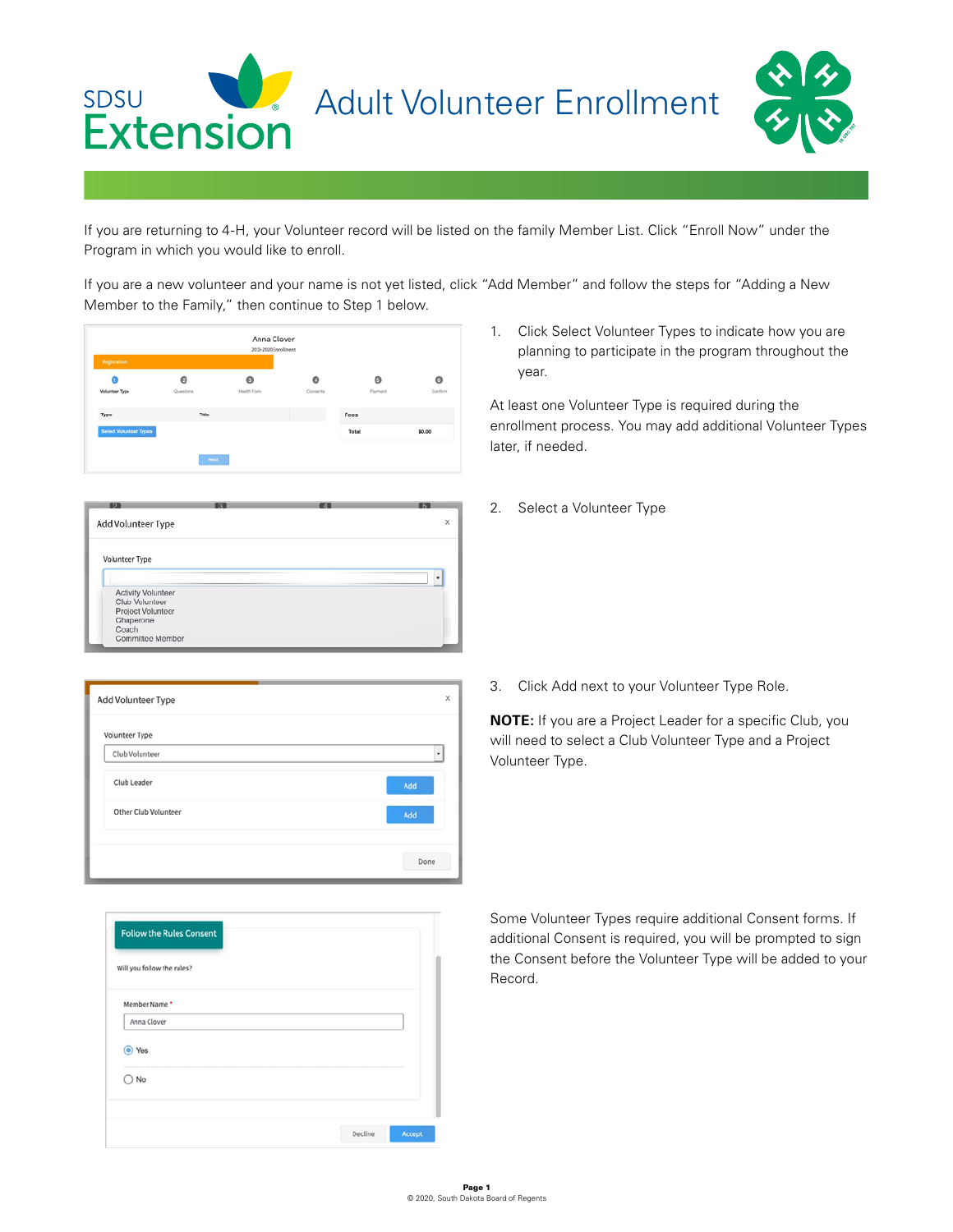# Adult Volunteer Enrollment

If you are returning to 4-H, your Volunteer record will be listed on the family Member List. Click "Enroll Now" under the Program in which you would like to enroll.

If you are a new volunteer and your name is not yet listed, click "Add Member" and follow the steps for "Adding a New Member to the Family," then continue to Step 1 below.

1. Click Select Volunteer Types to indicate how you are planning to participate in the program throughout the year.

At least one Volunteer Type is required during the enrollment process. You may add additional Volunteer Types later, if needed.

2. Select a Volunteer Type

3. Click Add next to your Volunteer Type Role.

**NOTE:** If you are a Project Leader for a specific Club, you will need to select a Club Volunteer Type and a Project Volunteer Type.

Some Volunteer Types require additional Consent forms. If additional Consent is required, you will be prompted to sign the Consent before the Volunteer Type will be added to your Record.

© 2020, South Dakota Board of Regents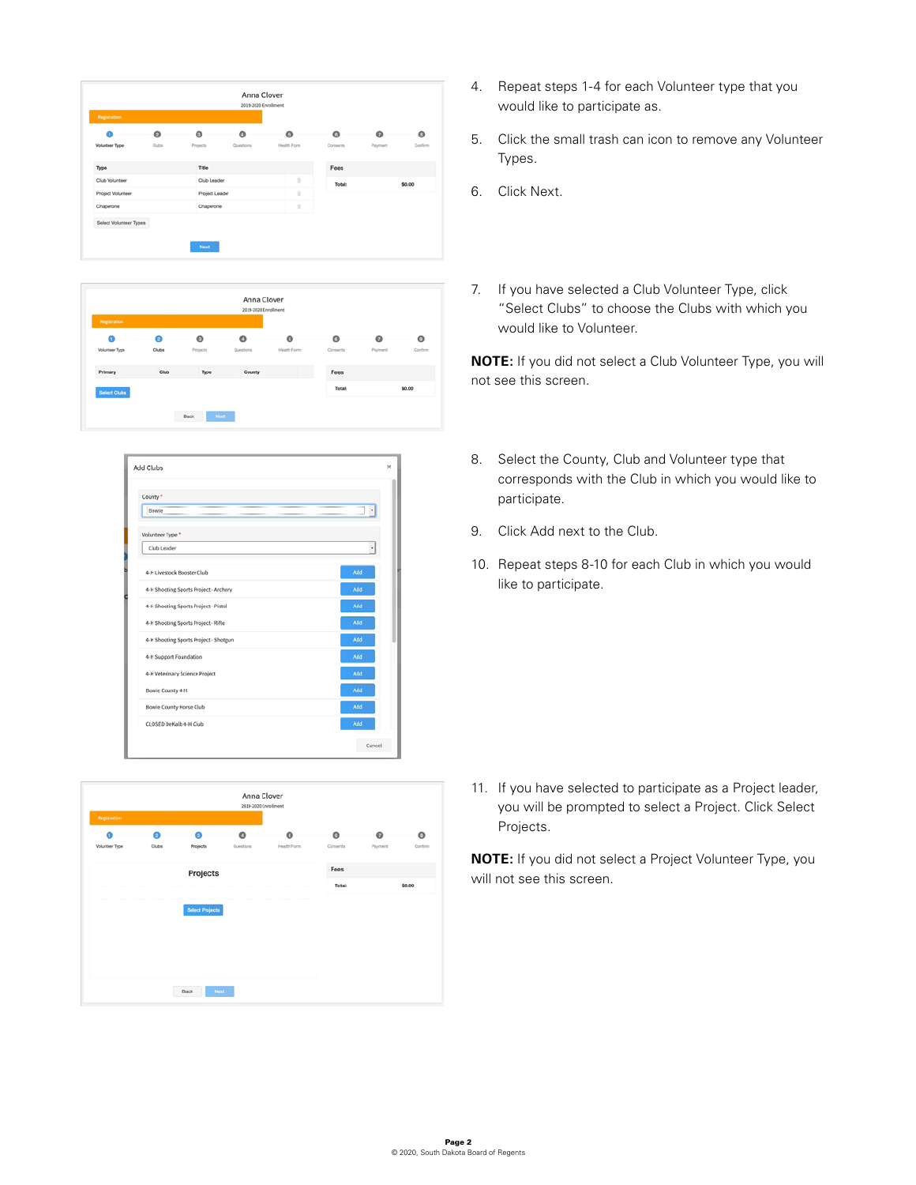4. Repeat steps 1-4 for each Volunteer type that you would like to participate as.

5. Click the small trash can icon to remove any Volunteer Types.

6. Click Next.

7. If you have selected a Club Volunteer Type, click "Select Clubs" to choose the Clubs with which you would like to Volunteer.

**NOTE:** If you did not select a Club Volunteer Type, you will not see this screen.

8. Select the County, Club and Volunteer type that corresponds with the Club in which you would like to participate.

9. Click Add next to the Club.

10. Repeat steps 8-10 for each Club in which you would like to participate.

11. If you have selected to participate as a Project leader, you will be prompted to select a Project. Click Select Projects.

**NOTE:** If you did not select a Project Volunteer Type, you will not see this screen.

© 2020, South Dakota Board of Regents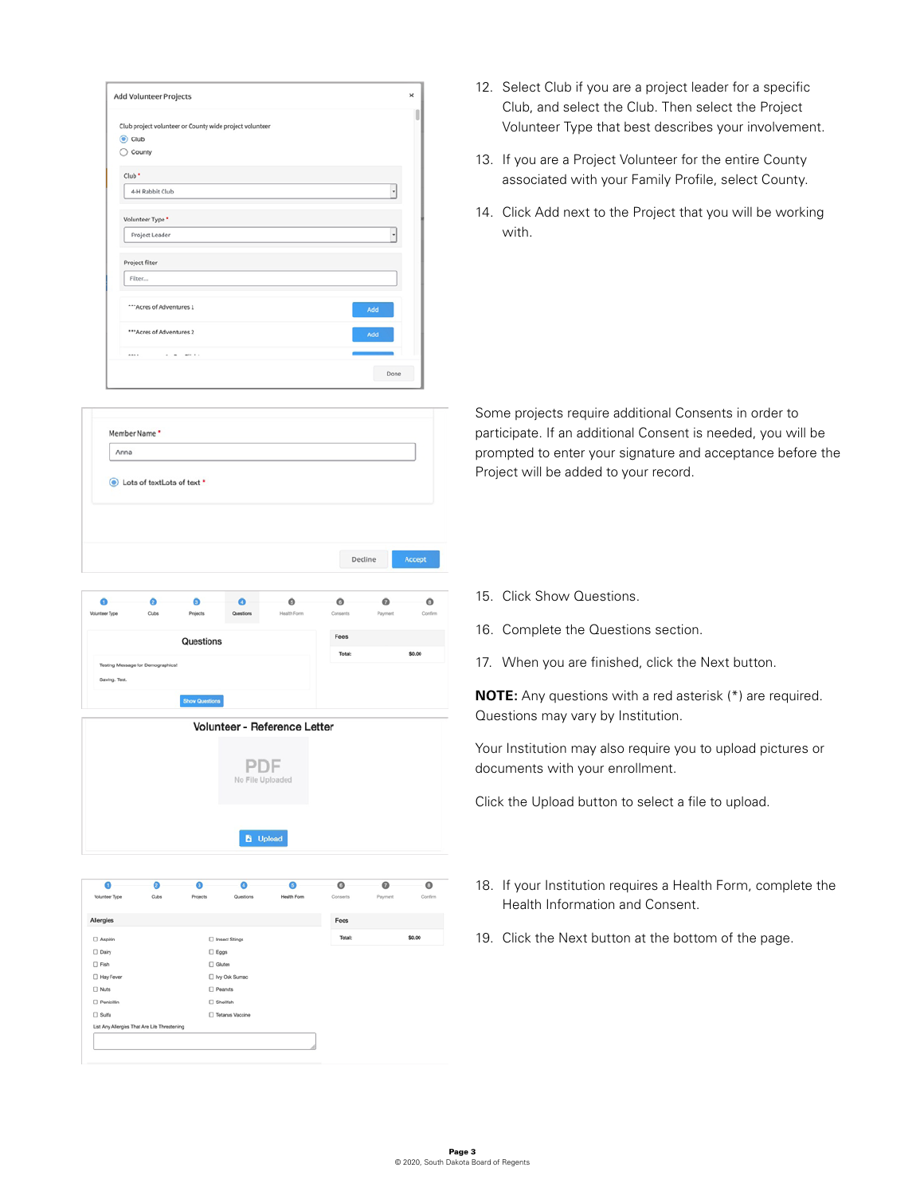12. Select Club if you are a project leader for a specific Club, and select the Club. Then select the Project Volunteer Type that best describes your involvement.

13. If you are a Project Volunteer for the entire County associated with your Family Profile, select County.

14. Click Add next to the Project that you will be working with.

Some projects require additional Consents in order to participate. If an additional Consent is needed, you will be prompted to enter your signature and acceptance before the Project will be added to your record.

15. Click Show Questions.

16. Complete the Questions section.

17. When you are finished, click the Next button.

**NOTE:** Any questions with a red asterisk (*) are required. Questions may vary by Institution.

Your Institution may also require you to upload pictures or documents with your enrollment.

Click the Upload button to select a file to upload.

18. If your Institution requires a Health Form, complete the Health Information and Consent.

19. Click the Next button at the bottom of the page.

© 2020, South Dakota Board of Regents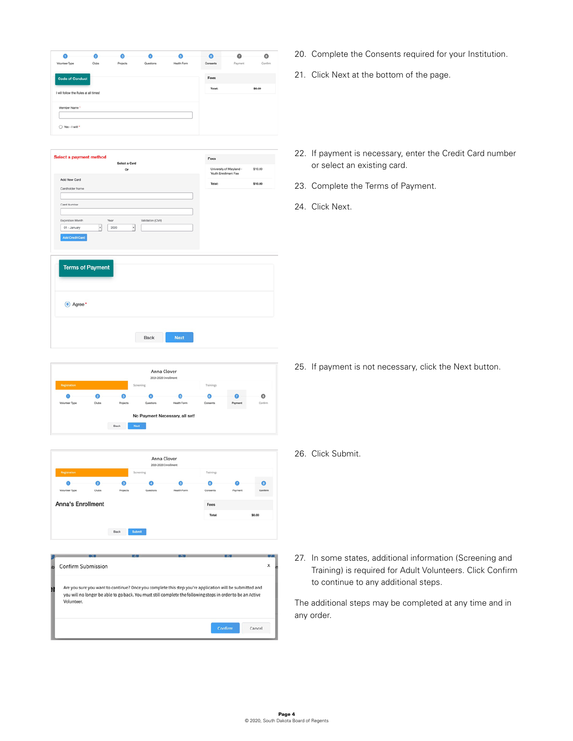20. Complete the Consents required for your Institution.

21. Click Next at the bottom of the page.

22. If payment is necessary, enter the Credit Card number or select an existing card.

23. Complete the Terms of Payment.

24. Click Next.

25. If payment is not necessary, click the Next button.

26. Click Submit.

27. In some states, additional information (Screening and Training) is required for Adult Volunteers. Click Confirm to continue to any additional steps.

The additional steps may be completed at any time and in any order.

© 2020, South Dakota Board of Regents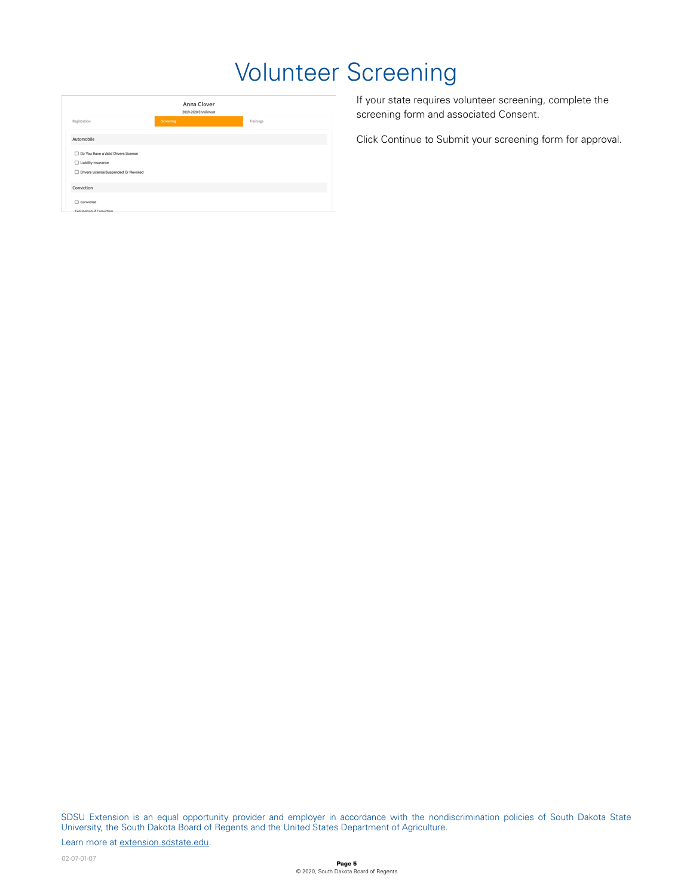# Volunteer Screening

If your state requires volunteer screening, complete the screening form and associated Consent.

Click Continue to Submit your screening form for approval.

SDSU Extension is an equal opportunity provider and employer in accordance with the nondiscrimination policies of South Dakota State University, the South Dakota Board of Regents and the United States Department of Agriculture.

Learn more at extension.sdstate.edu.

02-07-01-07

© 2020, South Dakota Board of Regents